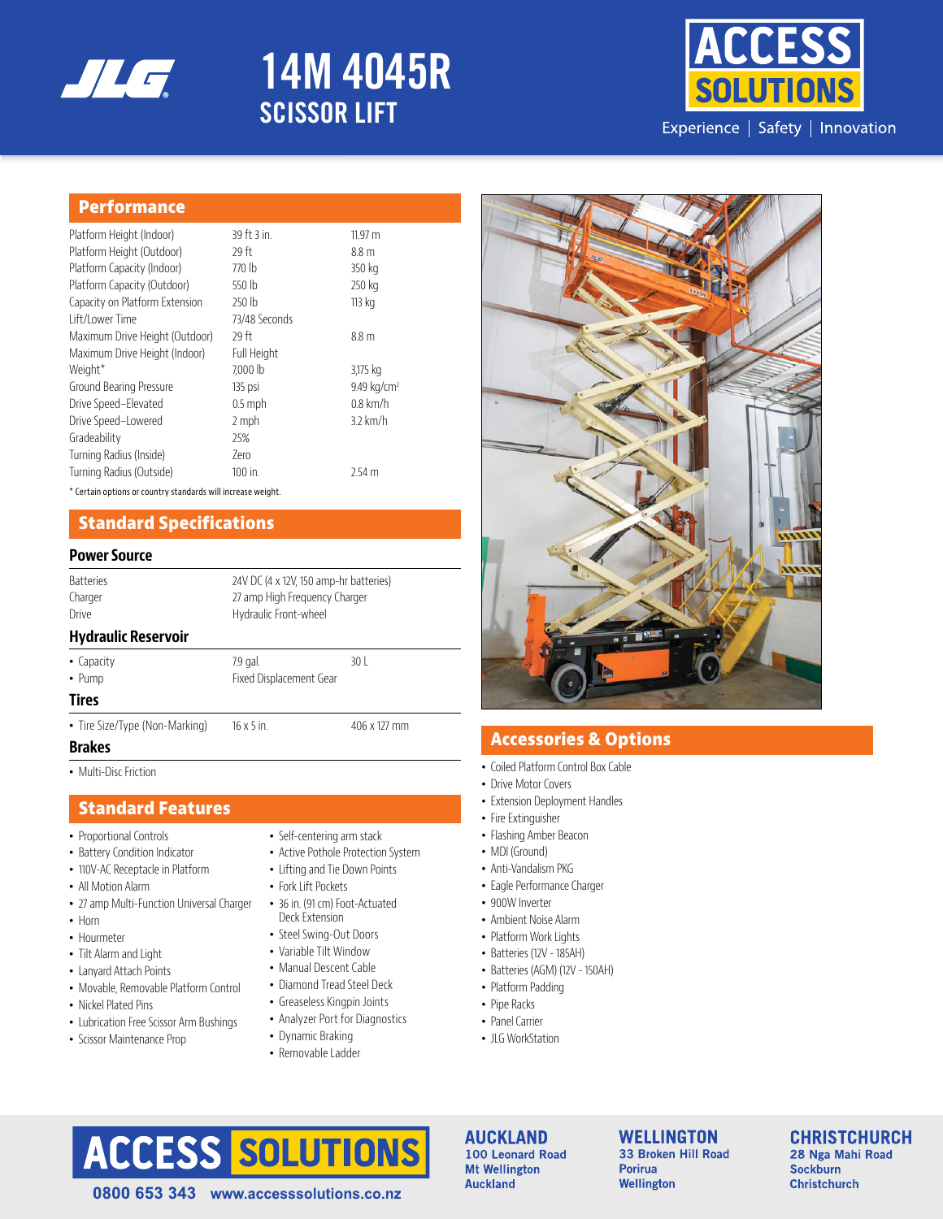# 14M 4045R SCISSOR LIFT

Experience | Safety | Innovation

## Performance

| | | |
|---|---|---|
| Platform Height (Indoor) | 39 ft 3 in. | 11.97 m |
| Platform Height (Outdoor) | 29 ft | 8.8 m |
| Platform Capacity (Indoor) | 770 lb | 350 kg |
| Platform Capacity (Outdoor) | 550 lb | 250 kg |
| Capacity on Platform Extension | 250 lb | 113 kg |
| Lift/Lower Time | 73/48 Seconds | |
| Maximum Drive Height (Outdoor) | 29 ft | 8.8 m |
| Maximum Drive Height (Indoor) | Full Height | |
| Weight* | 7,000 lb | 3,175 kg |
| Ground Bearing Pressure | 135 psi | 9.49 kg/cm² |
| Drive Speed–Elevated | 0.5 mph | 0.8 km/h |
| Drive Speed–Lowered | 2 mph | 3.2 km/h |
| Gradeability | 25% | |
| Turning Radius (Inside) | Zero | |
| Turning Radius (Outside) | 100 in. | 2.54 m |

* Certain options or country standards will increase weight.

## Standard Specifications

### Power Source

| | | |
|---|---|---|
| Batteries | 24V DC (4 x 12V, 150 amp-hr batteries) | |
| Charger | 27 amp High Frequency Charger | |
| Drive | Hydraulic Front-wheel | |

### Hydraulic Reservoir

| | | |
|---|---|---|
| • Capacity | 7.9 gal. | 30 L |
| • Pump | Fixed Displacement Gear | |

### Tires

| | | |
|---|---|---|
| • Tire Size/Type (Non-Marking) | 16 x 5 in. | 406 x 127 mm |

### Brakes

- Multi-Disc Friction

## Standard Features

- Proportional Controls
- Battery Condition Indicator
- 110V-AC Receptacle in Platform
- All Motion Alarm
- 27 amp Multi-Function Universal Charger
- Horn
- Hourmeter
- Tilt Alarm and Light
- Lanyard Attach Points
- Movable, Removable Platform Control
- Nickel Plated Pins
- Lubrication Free Scissor Arm Bushings
- Scissor Maintenance Prop
- Self-centering arm stack
- Active Pothole Protection System
- Lifting and Tie Down Points
- Fork Lift Pockets
- 36 in. (91 cm) Foot-Actuated Deck Extension
- Steel Swing-Out Doors
- Variable Tilt Window
- Manual Descent Cable
- Diamond Tread Steel Deck
- Greaseless Kingpin Joints
- Analyzer Port for Diagnostics
- Dynamic Braking
- Removable Ladder

## Accessories & Options

- Coiled Platform Control Box Cable
- Drive Motor Covers
- Extension Deployment Handles
- Fire Extinguisher
- Flashing Amber Beacon
- MDI (Ground)
- Anti-Vandalism PKG
- Eagle Performance Charger
- 900W Inverter
- Ambient Noise Alarm
- Platform Work Lights
- Batteries (12V - 185AH)
- Batteries (AGM) (12V - 150AH)
- Platform Padding
- Pipe Racks
- Panel Carrier
- JLG WorkStation

**ACCESS SOLUTIONS**

0800 653 343 www.accesssolutions.co.nz

**AUCKLAND**
100 Leonard Road
Mt Wellington
Auckland

**WELLINGTON**
33 Broken Hill Road
Porirua
Wellington

**CHRISTCHURCH**
28 Nga Mahi Road
Sockburn
Christchurch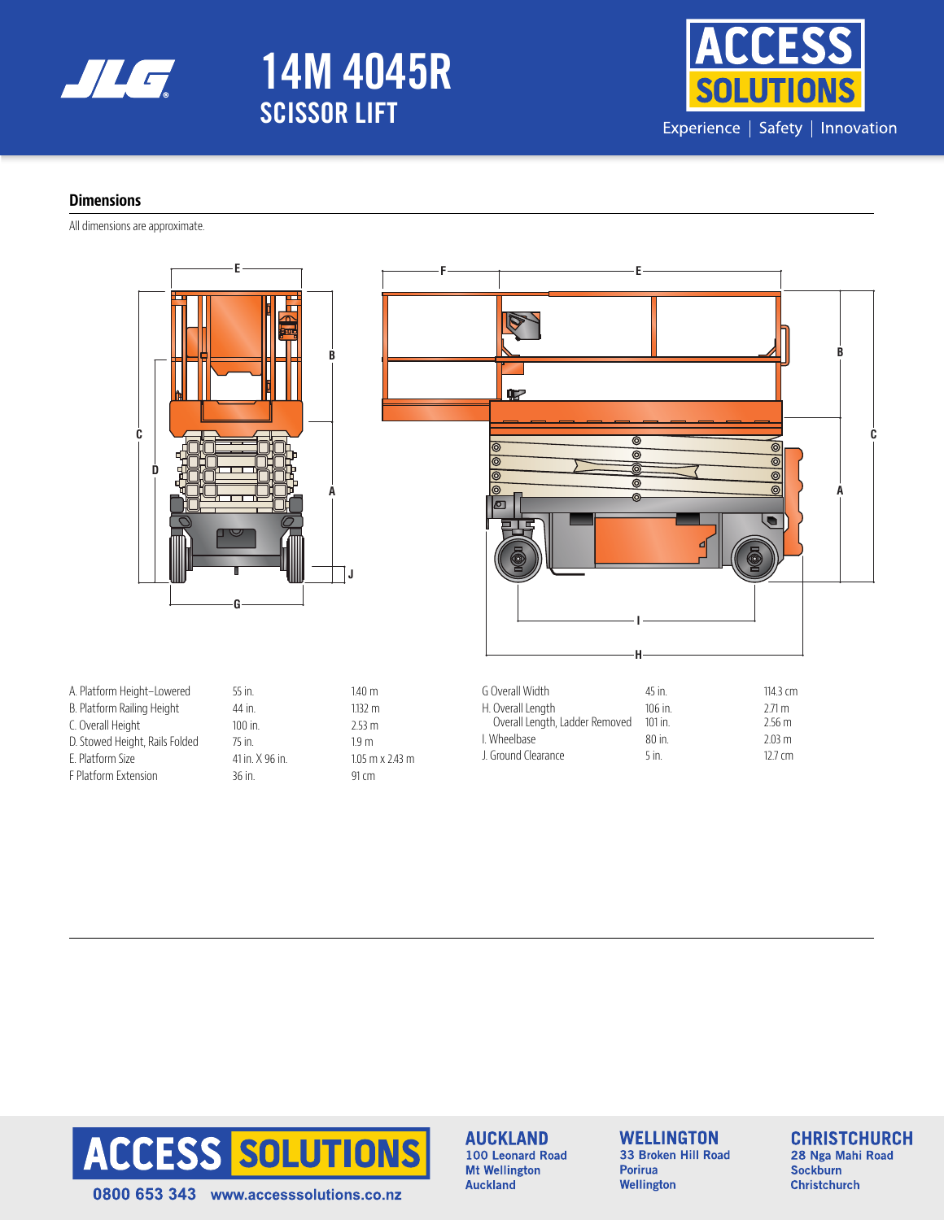# 14M 4045R

## SCISSOR LIFT

ACCESS SOLUTIONS

Experience | Safety | Innovation

## Dimensions

All dimensions are approximate.

E
F
B
C
D
A
J
G
I
H

| | | |
|---|---|---|
| A. Platform Height–Lowered | 55 in. | 1.40 m |
| B. Platform Railing Height | 44 in. | 1.132 m |
| C. Overall Height | 100 in. | 2.53 m |
| D. Stowed Height, Rails Folded | 75 in. | 1.9 m |
| E. Platform Size | 41 in. X 96 in. | 1.05 m x 2.43 m |
| F Platform Extension | 36 in. | 91 cm |
| G Overall Width | 45 in. | 114.3 cm |
| H. Overall Length | 106 in. | 2.71 m |
| Overall Length, Ladder Removed | 101 in. | 2.56 m |
| I. Wheelbase | 80 in. | 2.03 m |
| J. Ground Clearance | 5 in. | 12.7 cm |

ACCESS SOLUTIONS

0800 653 343 www.accesssolutions.co.nz

**AUCKLAND**
100 Leonard Road
Mt Wellington
Auckland

**WELLINGTON**
33 Broken Hill Road
Porirua
Wellington

**CHRISTCHURCH**
28 Nga Mahi Road
Sockburn
Christchurch